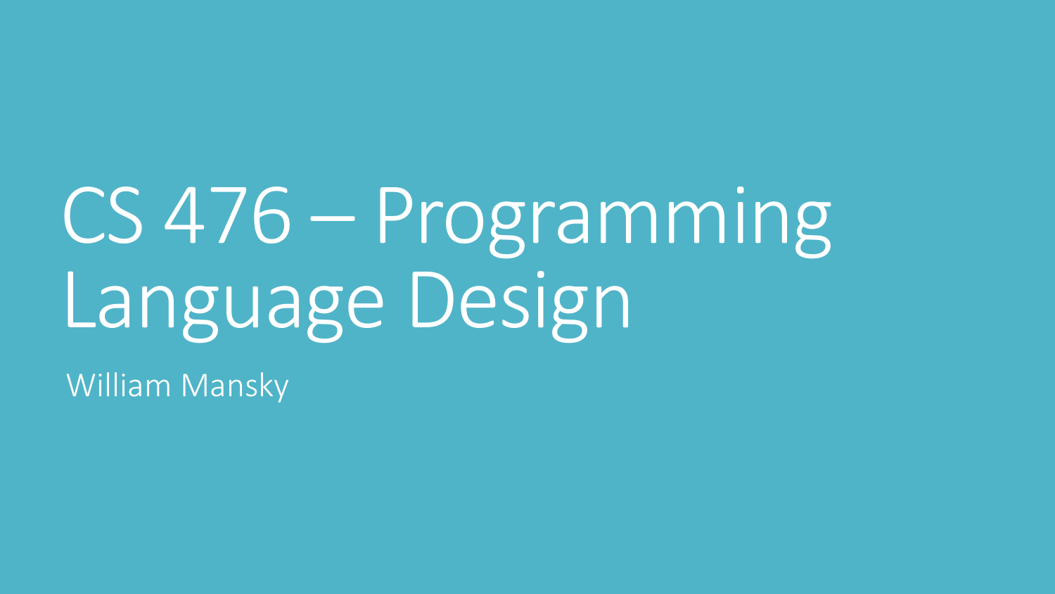# CS 476 – Programming Language Design

William Mansky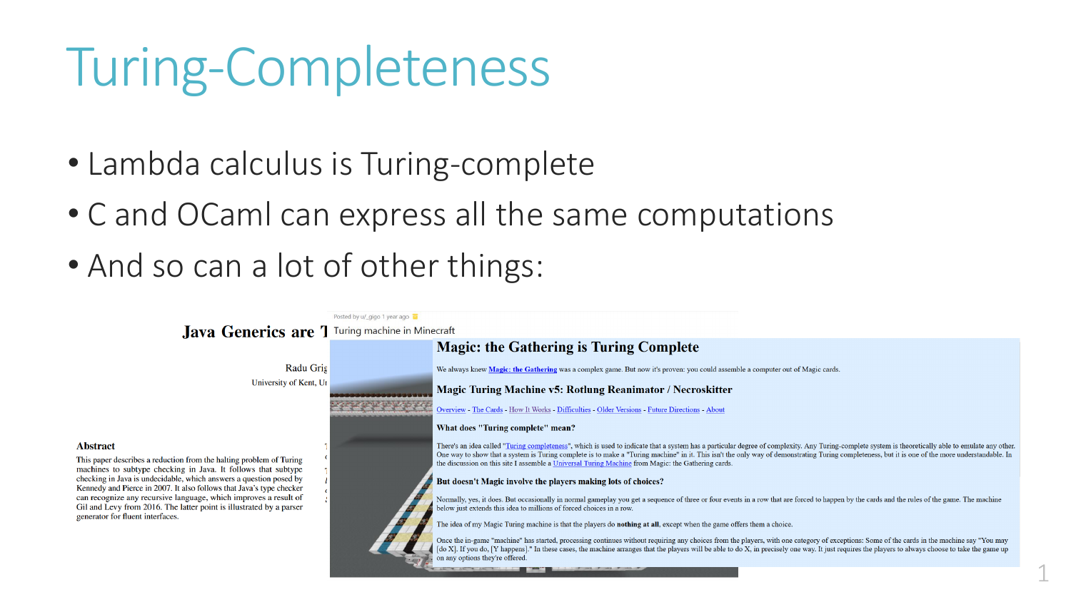# Turing-Completeness

- Lambda calculus is Turing-complete
- C and OCaml can express all the same computations
- And so can a lot of other things:

**Java Generics are T**

Radu Grig

University of Kent, U

**Abstract**

This paper describes a reduction from the halting problem of Turing machines to subtype checking in Java. It follows that subtype checking in Java is undecidable, which answers a question posed by Kennedy and Pierce in 2007. It also follows that Java's type checker can recognize any recursive language, which improves a result of Gil and Levy from 2016. The latter point is illustrated by a parser generator for fluent interfaces.

Posted by u/_gigo 1 year ago

Turing machine in Minecraft

## Magic: the Gathering is Turing Complete

We always knew Magic: the Gathering was a complex game. But now it's proven: you could assemble a computer out of Magic cards.

### Magic Turing Machine v5: Rotlung Reanimator / Necroskitter

Overview - The Cards - How It Works - Difficulties - Older Versions - Future Directions - About

**What does "Turing complete" mean?**

There's an idea called "Turing completeness", which is used to indicate that a system has a particular degree of complexity. Any Turing-complete system is theoretically able to emulate any other. One way to show that a system is Turing complete is to make a "Turing machine" in it. This isn't the only way of demonstrating Turing completeness, but it is one of the more understandable. In the discussion on this site I assemble a Universal Turing Machine from Magic: the Gathering cards.

**But doesn't Magic involve the players making lots of choices?**

Normally, yes, it does. But occasionally in normal gameplay you get a sequence of three or four events in a row that are forced to happen by the cards and the rules of the game. The machine below just extends this idea to millions of forced choices in a row.

The idea of my Magic Turing machine is that the players do **nothing at all**, except when the game offers them a choice.

Once the in-game "machine" has started, processing continues without requiring any choices from the players, with one category of exceptions: Some of the cards in the machine say "You may [do X]. If you do, [Y happens]." In these cases, the machine arranges that the players will be able to do X, in precisely one way. It just requires the players to always choose to take the game up on any options they're offered.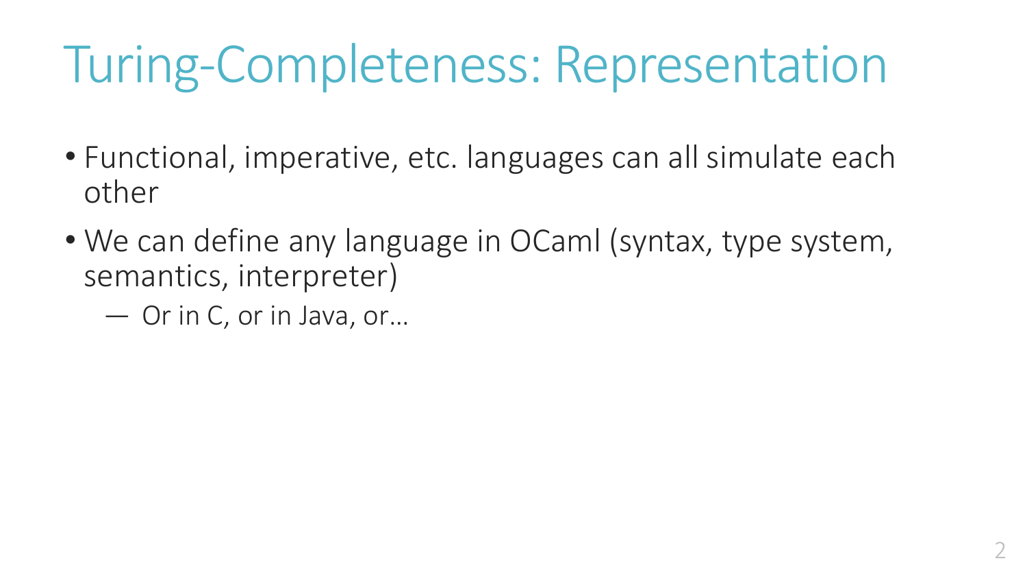# Turing-Completeness: Representation

- Functional, imperative, etc. languages can all simulate each other
- We can define any language in OCaml (syntax, type system, semantics, interpreter)
  - Or in C, or in Java, or…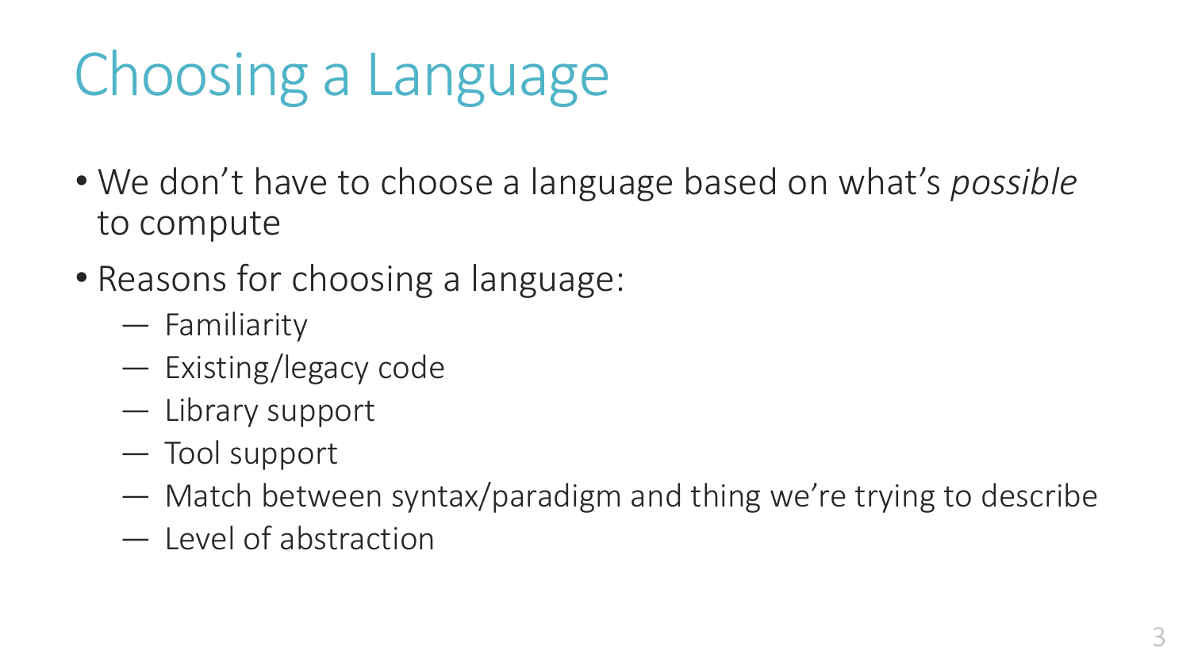# Choosing a Language

- We don't have to choose a language based on what's *possible* to compute
- Reasons for choosing a language:
  - Familiarity
  - Existing/legacy code
  - Library support
  - Tool support
  - Match between syntax/paradigm and thing we're trying to describe
  - Level of abstraction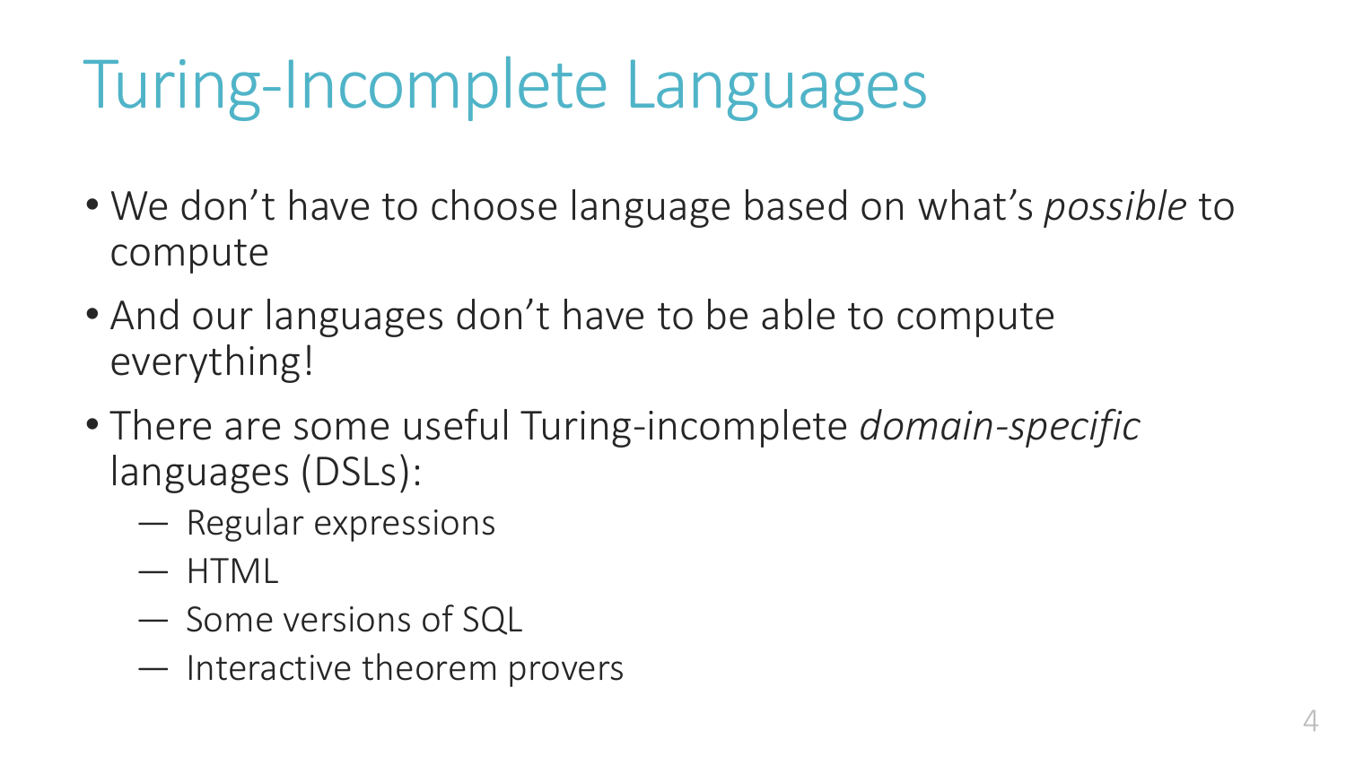# Turing-Incomplete Languages

- We don't have to choose language based on what's *possible* to compute
- And our languages don't have to be able to compute everything!
- There are some useful Turing-incomplete *domain-specific* languages (DSLs):
  - Regular expressions
  - HTML
  - Some versions of SQL
  - Interactive theorem provers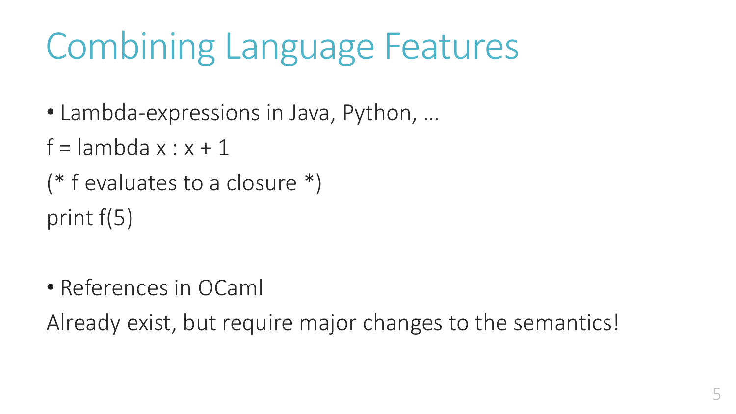# Combining Language Features

- Lambda-expressions in Java, Python, …

```
f = lambda x : x + 1
(* f evaluates to a closure *)
print f(5)
```

- References in OCaml

Already exist, but require major changes to the semantics!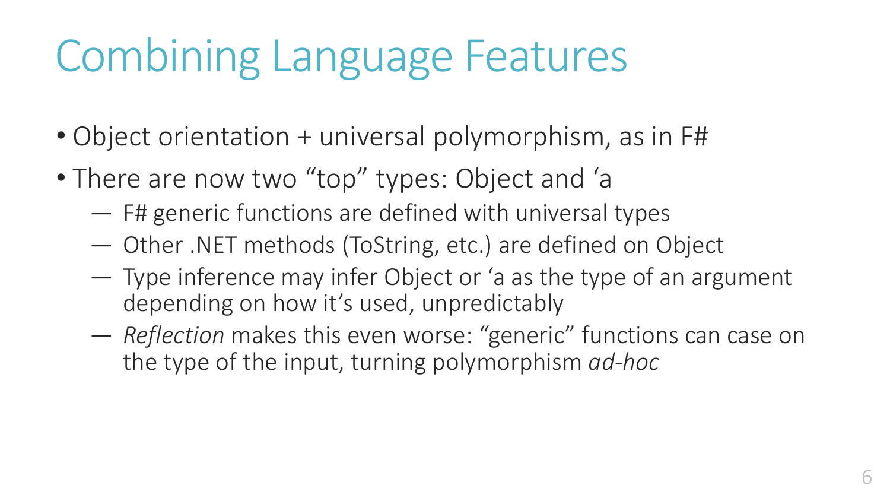# Combining Language Features

- Object orientation + universal polymorphism, as in F#
- There are now two "top" types: Object and ‘a
  - F# generic functions are defined with universal types
  - Other .NET methods (ToString, etc.) are defined on Object
  - Type inference may infer Object or ‘a as the type of an argument depending on how it's used, unpredictably
  - *Reflection* makes this even worse: "generic" functions can case on the type of the input, turning polymorphism *ad-hoc*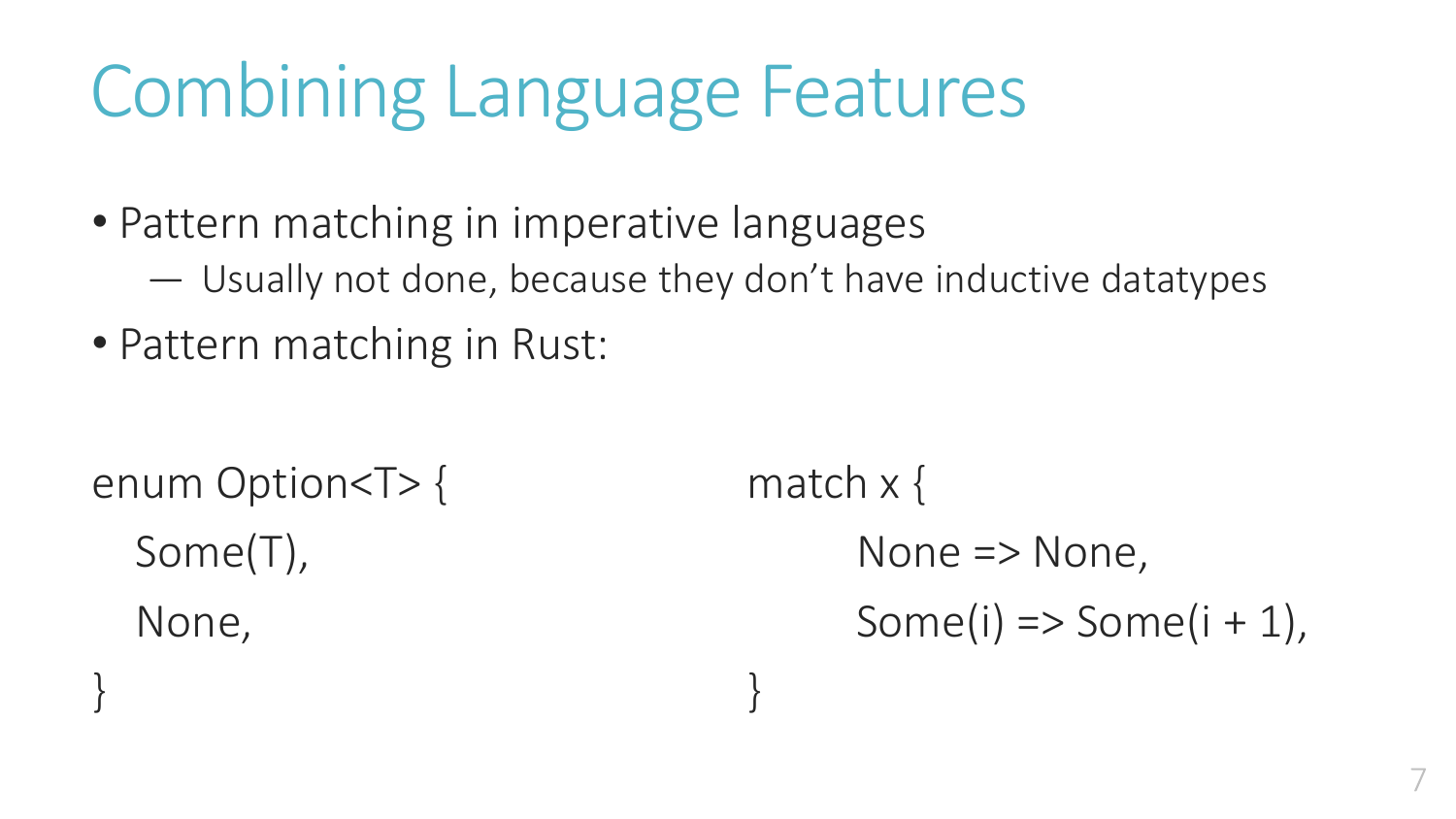# Combining Language Features

- Pattern matching in imperative languages
  - Usually not done, because they don't have inductive datatypes
- Pattern matching in Rust:

```
enum Option<T> {
   Some(T),
   None,
}
```

```
match x {
        None => None,
        Some(i) => Some(i + 1),
}
```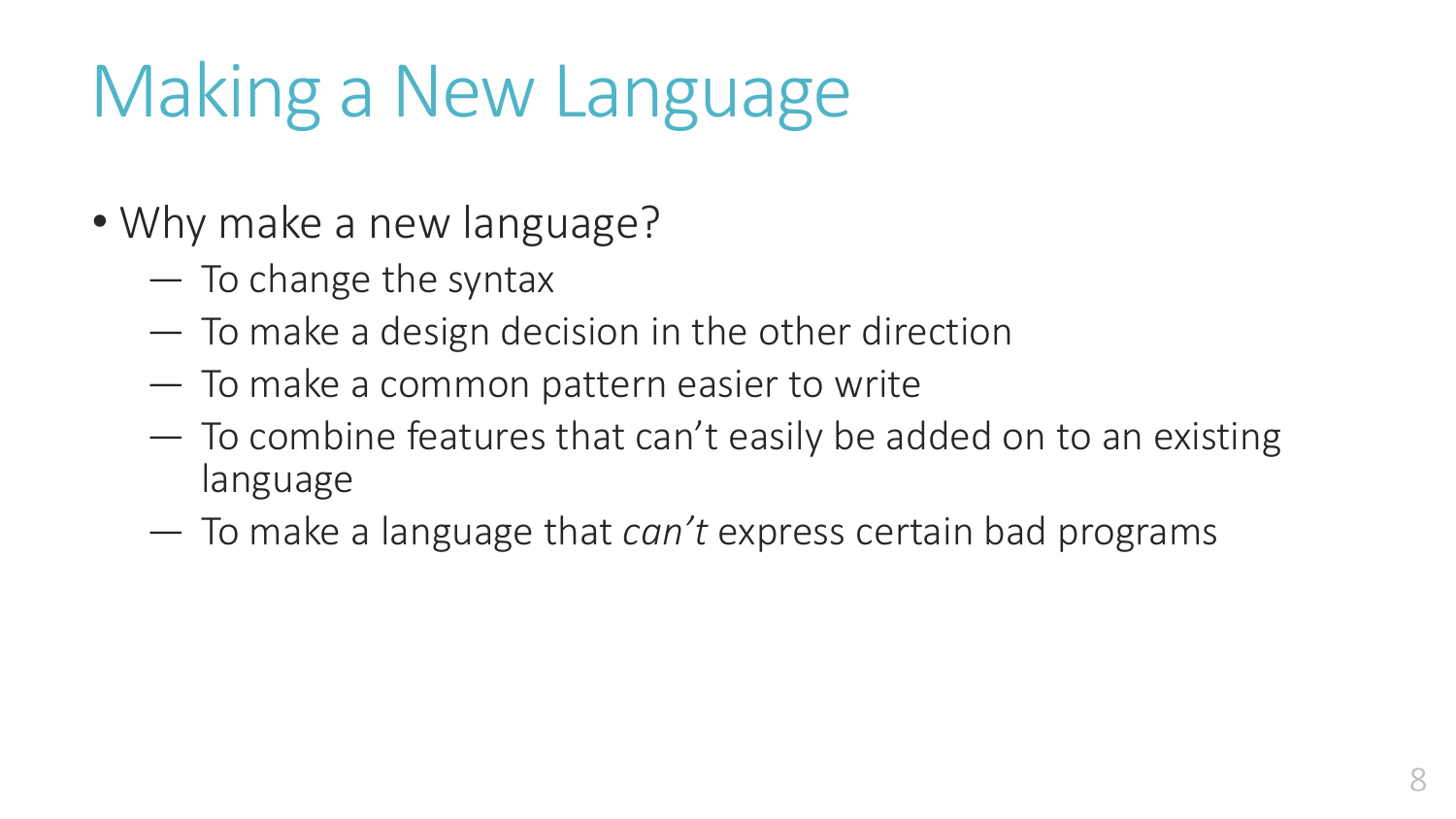# Making a New Language

- Why make a new language?
  - To change the syntax
  - To make a design decision in the other direction
  - To make a common pattern easier to write
  - To combine features that can't easily be added on to an existing language
  - To make a language that *can't* express certain bad programs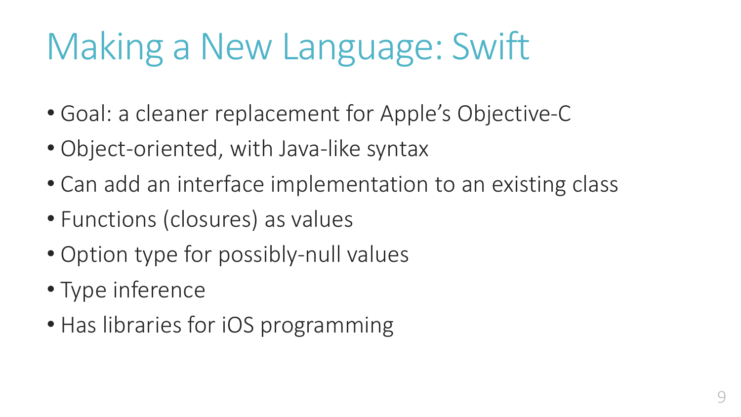# Making a New Language: Swift

- Goal: a cleaner replacement for Apple's Objective-C
- Object-oriented, with Java-like syntax
- Can add an interface implementation to an existing class
- Functions (closures) as values
- Option type for possibly-null values
- Type inference
- Has libraries for iOS programming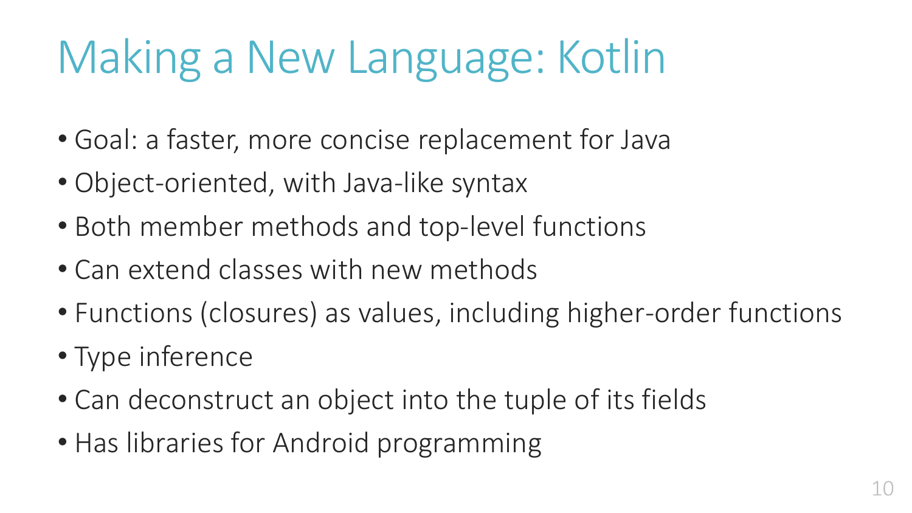# Making a New Language: Kotlin

- Goal: a faster, more concise replacement for Java
- Object-oriented, with Java-like syntax
- Both member methods and top-level functions
- Can extend classes with new methods
- Functions (closures) as values, including higher-order functions
- Type inference
- Can deconstruct an object into the tuple of its fields
- Has libraries for Android programming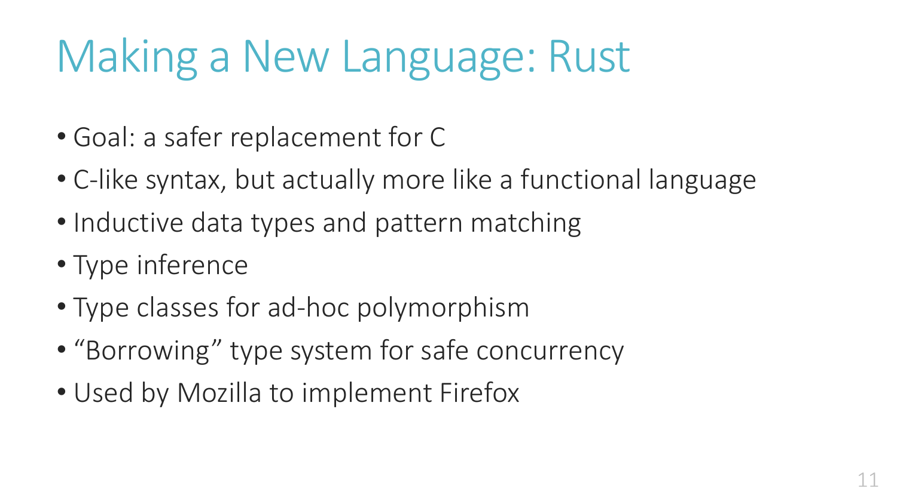# Making a New Language: Rust

- Goal: a safer replacement for C
- C-like syntax, but actually more like a functional language
- Inductive data types and pattern matching
- Type inference
- Type classes for ad-hoc polymorphism
- “Borrowing” type system for safe concurrency
- Used by Mozilla to implement Firefox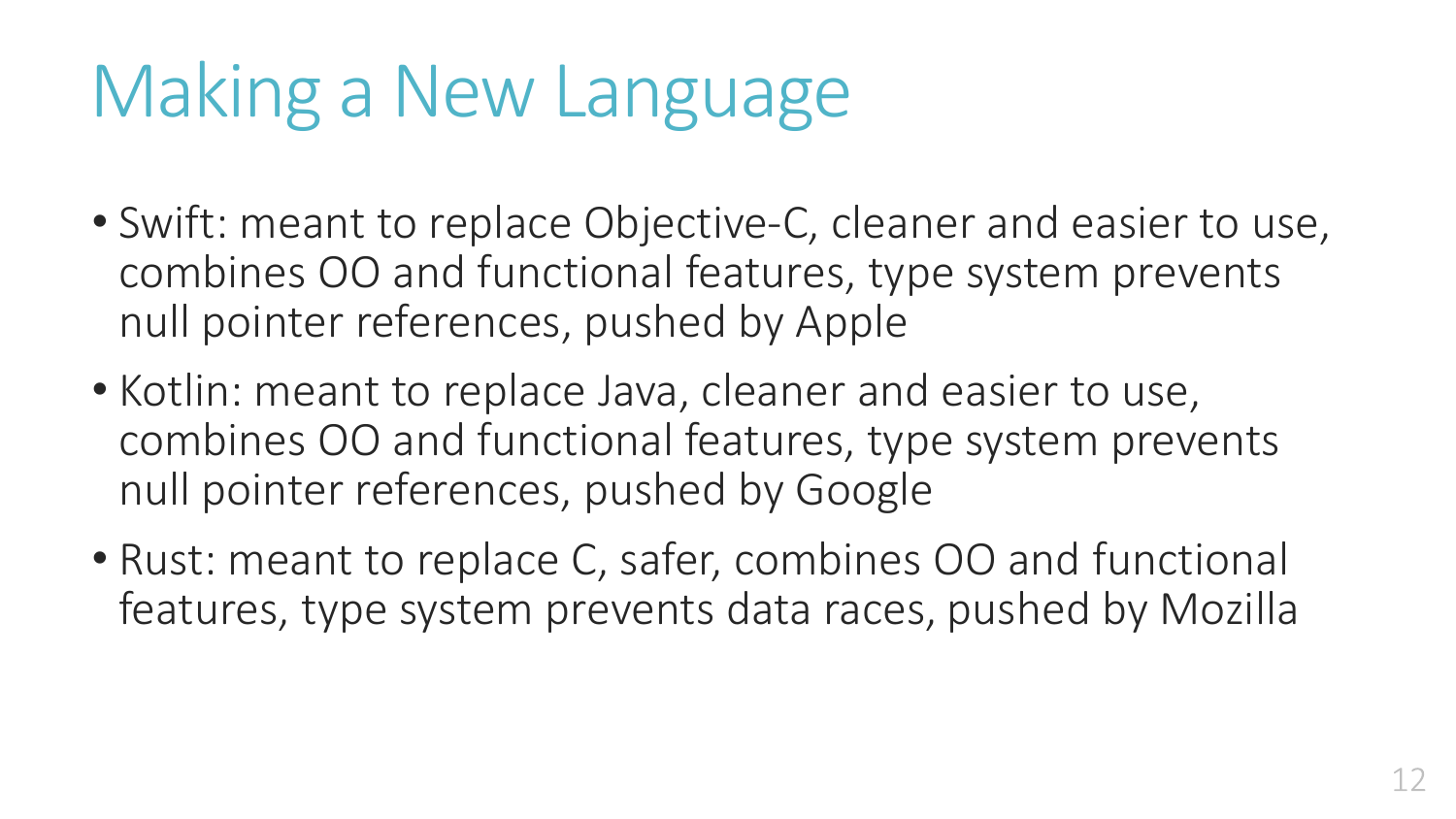# Making a New Language

- Swift: meant to replace Objective-C, cleaner and easier to use, combines OO and functional features, type system prevents null pointer references, pushed by Apple
- Kotlin: meant to replace Java, cleaner and easier to use, combines OO and functional features, type system prevents null pointer references, pushed by Google
- Rust: meant to replace C, safer, combines OO and functional features, type system prevents data races, pushed by Mozilla